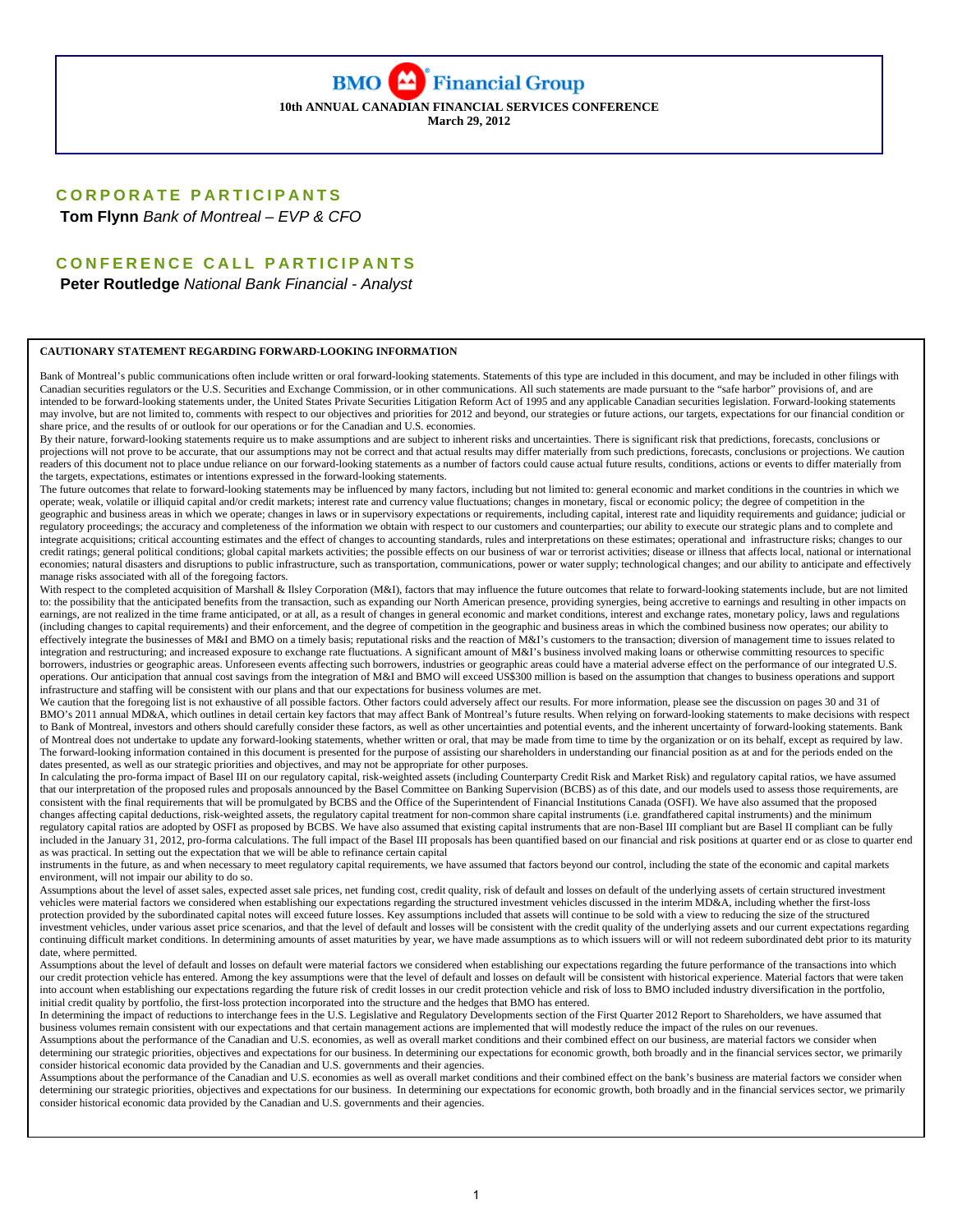# BMO Financial Group

**10th ANNUAL CANADIAN FINANCIAL SERVICES CONFERENCE**
**March 29, 2012**

## CORPORATE PARTICIPANTS

**Tom Flynn** *Bank of Montreal – EVP & CFO*

## CONFERENCE CALL PARTICIPANTS

**Peter Routledge** *National Bank Financial - Analyst*

---

**CAUTIONARY STATEMENT REGARDING FORWARD-LOOKING INFORMATION**

Bank of Montreal's public communications often include written or oral forward-looking statements. Statements of this type are included in this document, and may be included in other filings with Canadian securities regulators or the U.S. Securities and Exchange Commission, or in other communications. All such statements are made pursuant to the "safe harbor" provisions of, and are intended to be forward-looking statements under, the United States Private Securities Litigation Reform Act of 1995 and any applicable Canadian securities legislation. Forward-looking statements may involve, but are not limited to, comments with respect to our objectives and priorities for 2012 and beyond, our strategies or future actions, our targets, expectations for our financial condition or share price, and the results of or outlook for our operations or for the Canadian and U.S. economies.

By their nature, forward-looking statements require us to make assumptions and are subject to inherent risks and uncertainties. There is significant risk that predictions, forecasts, conclusions or projections will not prove to be accurate, that our assumptions may not be correct and that actual results may differ materially from such predictions, forecasts, conclusions or projections. We caution readers of this document not to place undue reliance on our forward-looking statements as a number of factors could cause actual future results, conditions, actions or events to differ materially from the targets, expectations, estimates or intentions expressed in the forward-looking statements.

The future outcomes that relate to forward-looking statements may be influenced by many factors, including but not limited to: general economic and market conditions in the countries in which we operate; weak, volatile or illiquid capital and/or credit markets; interest rate and currency value fluctuations; changes in monetary, fiscal or economic policy; the degree of competition in the geographic and business areas in which we operate; changes in laws or in supervisory expectations or requirements, including capital, interest rate and liquidity requirements and guidance; judicial or regulatory proceedings; the accuracy and completeness of the information we obtain with respect to our customers and counterparties; our ability to execute our strategic plans and to complete and integrate acquisitions; critical accounting estimates and the effect of changes to accounting standards, rules and interpretations on these estimates; operational and infrastructure risks; changes to our credit ratings; general political conditions; global capital markets activities; the possible effects on our business of war or terrorist activities; disease or illness that affects local, national or international economies; natural disasters and disruptions to public infrastructure, such as transportation, communications, power or water supply; technological changes; and our ability to anticipate and effectively manage risks associated with all of the foregoing factors.

With respect to the completed acquisition of Marshall & Ilsley Corporation (M&I), factors that may influence the future outcomes that relate to forward-looking statements include, but are not limited to: the possibility that the anticipated benefits from the transaction, such as expanding our North American presence, providing synergies, being accretive to earnings and resulting in other impacts on earnings, are not realized in the time frame anticipated, or at all, as a result of changes in general economic and market conditions, interest and exchange rates, monetary policy, laws and regulations (including changes to capital requirements) and the degree of competition in the geographic and business areas in which the combined business now operates; our ability to effectively integrate the businesses of M&I and BMO on a timely basis; reputational risks and the reaction of M&I's customers to the transaction; diversion of management time to issues related to integration and restructuring; and increased exposure to exchange rate fluctuations. A significant amount of M&I's business involved making loans or otherwise committing resources to specific borrowers, industries or geographic areas. Unforeseen events affecting such borrowers, industries or geographic areas could have a material adverse effect on the performance of our integrated U.S. operations. Our anticipation that annual cost savings from the integration of M&I and BMO will exceed US$300 million is based on the assumption that changes to business operations and support infrastructure and staffing will be consistent with our plans and that our expectations for business volumes are met.

We caution that the foregoing list is not exhaustive of all possible factors. Other factors could adversely affect our results. For more information, please see the discussion on pages 30 and 31 of BMO's 2011 annual MD&A, which outlines in detail certain key factors that may affect Bank of Montreal's future results. When relying on forward-looking statements to make decisions with respect to Bank of Montreal, investors and others should carefully consider these factors, as well as other uncertainties and potential events, and the inherent uncertainty of forward-looking statements. Bank of Montreal does not undertake to update any forward-looking statements, whether written or oral, that may be made from time to time by the organization or on its behalf, except as required by law. The forward-looking information contained in this document is presented for the purpose of assisting our shareholders in understanding our financial position as at and for the periods ended on the dates presented, as well as our strategic priorities and objectives, and may not be appropriate for other purposes.

In calculating the pro-forma impact of Basel III on our regulatory capital, risk-weighted assets (including Counterparty Credit Risk and Market Risk) and regulatory capital ratios, we have assumed that our interpretation of the proposed rules and proposals announced by the Basel Committee on Banking Supervision (BCBS) as of this date, and our models used to assess those requirements, are consistent with the final requirements that will be promulgated by BCBS and the Office of the Superintendent of Financial Institutions Canada (OSFI). We have also assumed that the proposed changes affecting capital deductions, risk-weighted assets, the regulatory capital treatment for non-common share capital instruments (i.e. grandfathered capital instruments) and the minimum regulatory capital ratios are adopted by OSFI as proposed by BCBS. We have also assumed that existing capital instruments that are non-Basel III compliant but are Basel II compliant can be fully included in the January 31, 2012, pro-forma calculations. The full impact of the Basel III proposals has been quantified based on our financial and risk positions at quarter end or as close to quarter end as was practical. In setting out the expectation that we will be able to refinance certain capital instruments in the future, as and when necessary to meet regulatory capital requirements, we have assumed that factors beyond our control, including the state of the economic and capital markets environment, will not impair our ability to do so.

Assumptions about the level of asset sales, expected asset sale prices, net funding cost, credit quality, risk of default and losses on default of the underlying assets of certain structured investment vehicles were material factors we considered when establishing our expectations regarding the structured investment vehicles discussed in the interim MD&A, including whether the first-loss protection provided by the subordinated capital notes will exceed future losses. Key assumptions included that assets will continue to be sold with a view to reducing the size of the structured investment vehicles, under various asset price scenarios, and that the level of default and losses will be consistent with the credit quality of the underlying assets and our current expectations regarding continuing difficult market conditions. In determining amounts of asset maturities by year, we have made assumptions as to which issuers will or will not redeem subordinated debt prior to its maturity date, where permitted.

Assumptions about the level of default and losses on default were material factors we considered when establishing our expectations regarding the future performance of the transactions into which our credit protection vehicle has entered. Among the key assumptions were that the level of default and losses on default will be consistent with historical experience. Material factors that were taken into account when establishing our expectations regarding the future risk of credit losses in our credit protection vehicle and risk of loss to BMO included industry diversification in the portfolio, initial credit quality by portfolio, the first-loss protection incorporated into the structure and the hedges that BMO has entered.

In determining the impact of reductions to interchange fees in the U.S. Legislative and Regulatory Developments section of the First Quarter 2012 Report to Shareholders, we have assumed that business volumes remain consistent with our expectations and that certain management actions are implemented that will modestly reduce the impact of the rules on our revenues.

Assumptions about the performance of the Canadian and U.S. economies, as well as overall market conditions and their combined effect on our business, are material factors we consider when determining our strategic priorities, objectives and expectations for our business. In determining our expectations for economic growth, both broadly and in the financial services sector, we primarily consider historical economic data provided by the Canadian and U.S. governments and their agencies.

Assumptions about the performance of the Canadian and U.S. economies as well as overall market conditions and their combined effect on the bank's business are material factors we consider when determining our strategic priorities, objectives and expectations for our business. In determining our expectations for economic growth, both broadly and in the financial services sector, we primarily consider historical economic data provided by the Canadian and U.S. governments and their agencies.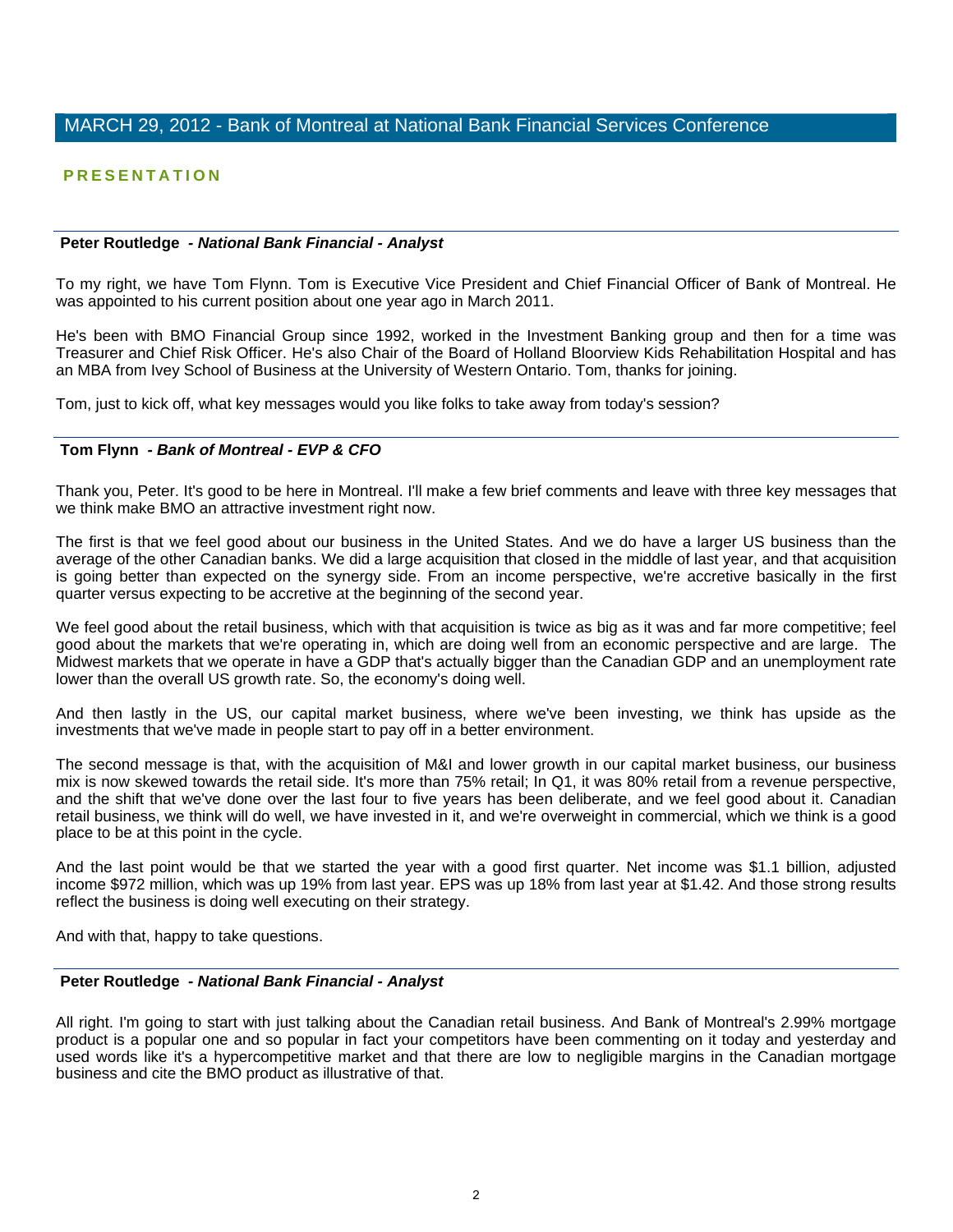## MARCH 29, 2012 - Bank of Montreal at National Bank Financial Services Conference

### PRESENTATION

---

**Peter Routledge** *- National Bank Financial - Analyst*

To my right, we have Tom Flynn. Tom is Executive Vice President and Chief Financial Officer of Bank of Montreal. He was appointed to his current position about one year ago in March 2011.

He's been with BMO Financial Group since 1992, worked in the Investment Banking group and then for a time was Treasurer and Chief Risk Officer. He's also Chair of the Board of Holland Bloorview Kids Rehabilitation Hospital and has an MBA from Ivey School of Business at the University of Western Ontario. Tom, thanks for joining.

Tom, just to kick off, what key messages would you like folks to take away from today's session?

---

**Tom Flynn** *- Bank of Montreal - EVP & CFO*

Thank you, Peter. It's good to be here in Montreal. I'll make a few brief comments and leave with three key messages that we think make BMO an attractive investment right now.

The first is that we feel good about our business in the United States. And we do have a larger US business than the average of the other Canadian banks. We did a large acquisition that closed in the middle of last year, and that acquisition is going better than expected on the synergy side. From an income perspective, we're accretive basically in the first quarter versus expecting to be accretive at the beginning of the second year.

We feel good about the retail business, which with that acquisition is twice as big as it was and far more competitive; feel good about the markets that we're operating in, which are doing well from an economic perspective and are large. The Midwest markets that we operate in have a GDP that's actually bigger than the Canadian GDP and an unemployment rate lower than the overall US growth rate. So, the economy's doing well.

And then lastly in the US, our capital market business, where we've been investing, we think has upside as the investments that we've made in people start to pay off in a better environment.

The second message is that, with the acquisition of M&I and lower growth in our capital market business, our business mix is now skewed towards the retail side. It's more than 75% retail; In Q1, it was 80% retail from a revenue perspective, and the shift that we've done over the last four to five years has been deliberate, and we feel good about it. Canadian retail business, we think will do well, we have invested in it, and we're overweight in commercial, which we think is a good place to be at this point in the cycle.

And the last point would be that we started the year with a good first quarter. Net income was $1.1 billion, adjusted income $972 million, which was up 19% from last year. EPS was up 18% from last year at $1.42. And those strong results reflect the business is doing well executing on their strategy.

And with that, happy to take questions.

---

**Peter Routledge** *- National Bank Financial - Analyst*

All right. I'm going to start with just talking about the Canadian retail business. And Bank of Montreal's 2.99% mortgage product is a popular one and so popular in fact your competitors have been commenting on it today and yesterday and used words like it's a hypercompetitive market and that there are low to negligible margins in the Canadian mortgage business and cite the BMO product as illustrative of that.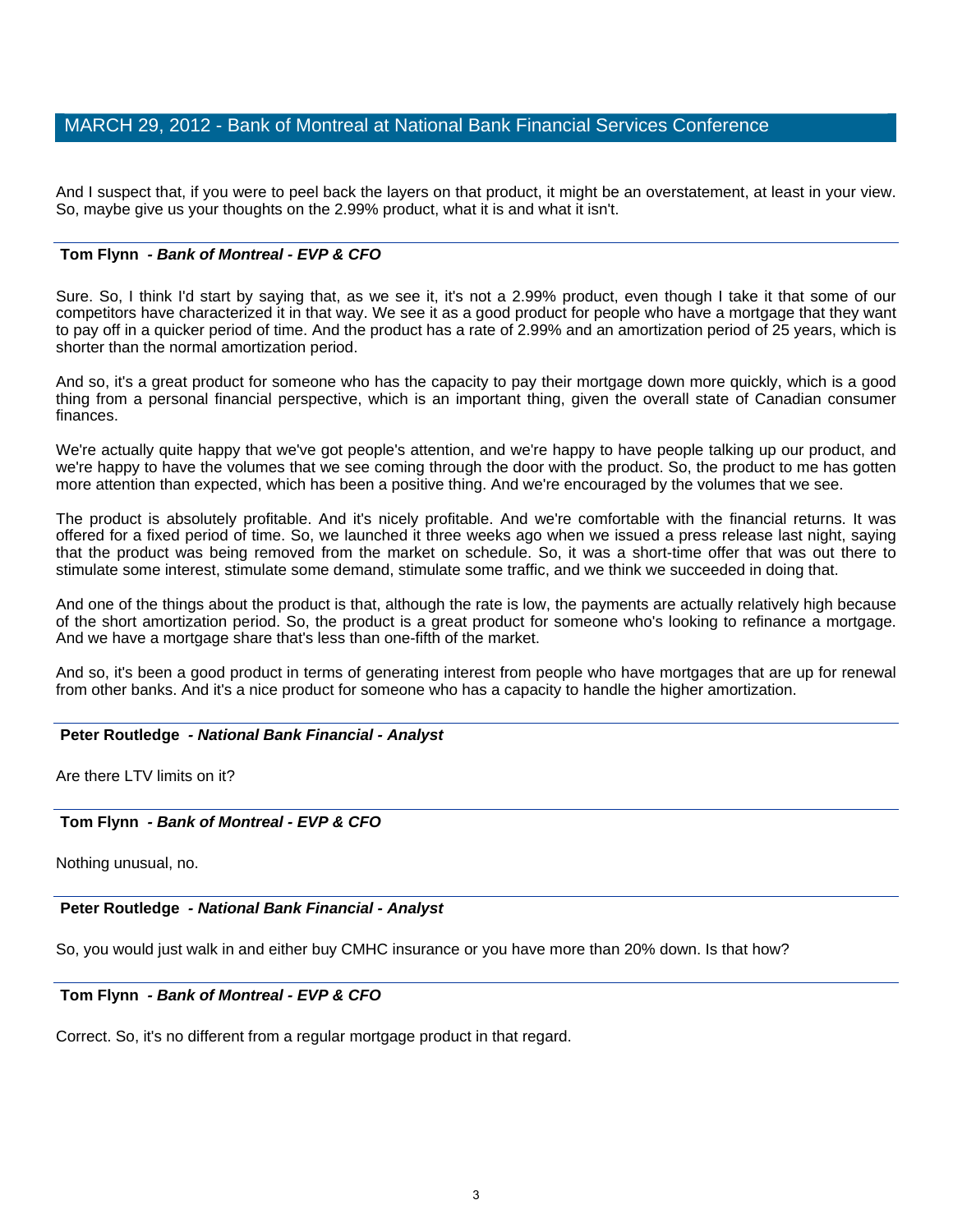And I suspect that, if you were to peel back the layers on that product, it might be an overstatement, at least in your view. So, maybe give us your thoughts on the 2.99% product, what it is and what it isn't.

---

**Tom Flynn** *- Bank of Montreal - EVP & CFO*

Sure. So, I think I'd start by saying that, as we see it, it's not a 2.99% product, even though I take it that some of our competitors have characterized it in that way. We see it as a good product for people who have a mortgage that they want to pay off in a quicker period of time. And the product has a rate of 2.99% and an amortization period of 25 years, which is shorter than the normal amortization period.

And so, it's a great product for someone who has the capacity to pay their mortgage down more quickly, which is a good thing from a personal financial perspective, which is an important thing, given the overall state of Canadian consumer finances.

We're actually quite happy that we've got people's attention, and we're happy to have people talking up our product, and we're happy to have the volumes that we see coming through the door with the product. So, the product to me has gotten more attention than expected, which has been a positive thing. And we're encouraged by the volumes that we see.

The product is absolutely profitable. And it's nicely profitable. And we're comfortable with the financial returns. It was offered for a fixed period of time. So, we launched it three weeks ago when we issued a press release last night, saying that the product was being removed from the market on schedule. So, it was a short-time offer that was out there to stimulate some interest, stimulate some demand, stimulate some traffic, and we think we succeeded in doing that.

And one of the things about the product is that, although the rate is low, the payments are actually relatively high because of the short amortization period. So, the product is a great product for someone who's looking to refinance a mortgage. And we have a mortgage share that's less than one-fifth of the market.

And so, it's been a good product in terms of generating interest from people who have mortgages that are up for renewal from other banks. And it's a nice product for someone who has a capacity to handle the higher amortization.

---

**Peter Routledge** *- National Bank Financial - Analyst*

Are there LTV limits on it?

---

**Tom Flynn** *- Bank of Montreal - EVP & CFO*

Nothing unusual, no.

---

**Peter Routledge** *- National Bank Financial - Analyst*

So, you would just walk in and either buy CMHC insurance or you have more than 20% down. Is that how?

---

**Tom Flynn** *- Bank of Montreal - EVP & CFO*

Correct. So, it's no different from a regular mortgage product in that regard.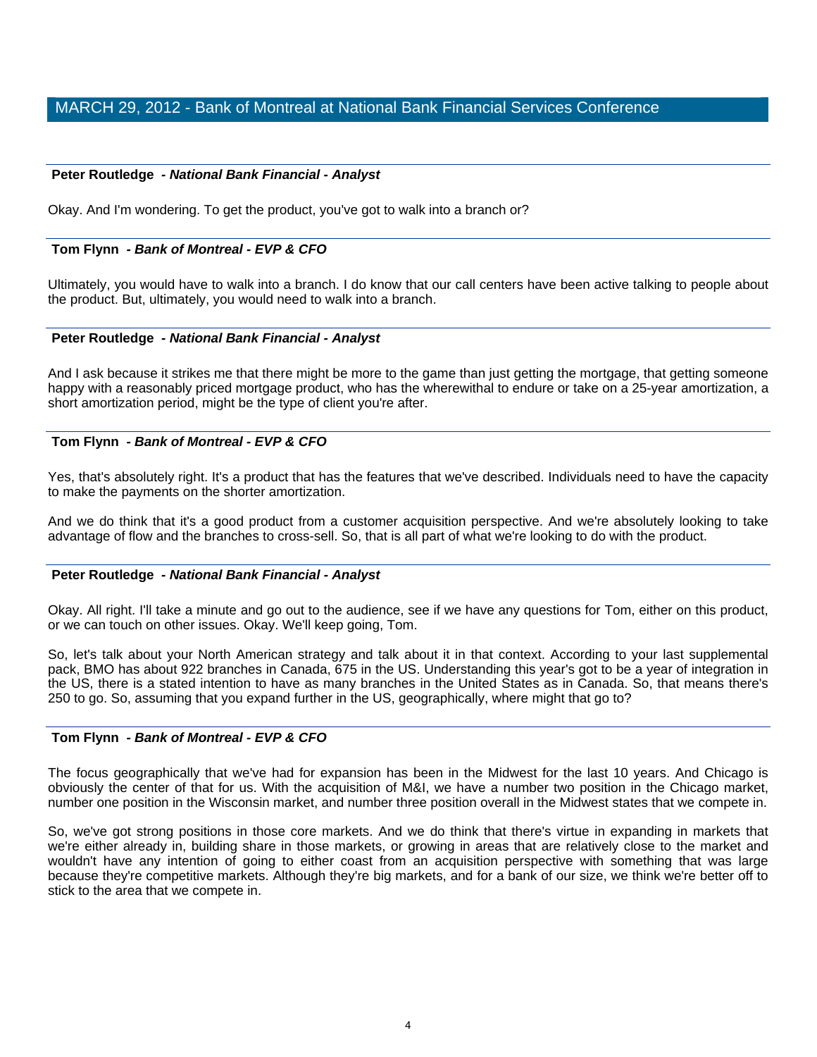## MARCH 29, 2012 - Bank of Montreal at National Bank Financial Services Conference

**Peter Routledge** - ***National Bank Financial - Analyst***

Okay. And I'm wondering. To get the product, you've got to walk into a branch or?

**Tom Flynn** - ***Bank of Montreal - EVP & CFO***

Ultimately, you would have to walk into a branch. I do know that our call centers have been active talking to people about the product. But, ultimately, you would need to walk into a branch.

**Peter Routledge** - ***National Bank Financial - Analyst***

And I ask because it strikes me that there might be more to the game than just getting the mortgage, that getting someone happy with a reasonably priced mortgage product, who has the wherewithal to endure or take on a 25-year amortization, a short amortization period, might be the type of client you're after.

**Tom Flynn** - ***Bank of Montreal - EVP & CFO***

Yes, that's absolutely right. It's a product that has the features that we've described. Individuals need to have the capacity to make the payments on the shorter amortization.

And we do think that it's a good product from a customer acquisition perspective. And we're absolutely looking to take advantage of flow and the branches to cross-sell. So, that is all part of what we're looking to do with the product.

**Peter Routledge** - ***National Bank Financial - Analyst***

Okay. All right. I'll take a minute and go out to the audience, see if we have any questions for Tom, either on this product, or we can touch on other issues. Okay. We'll keep going, Tom.

So, let's talk about your North American strategy and talk about it in that context. According to your last supplemental pack, BMO has about 922 branches in Canada, 675 in the US. Understanding this year's got to be a year of integration in the US, there is a stated intention to have as many branches in the United States as in Canada. So, that means there's 250 to go. So, assuming that you expand further in the US, geographically, where might that go to?

**Tom Flynn** - ***Bank of Montreal - EVP & CFO***

The focus geographically that we've had for expansion has been in the Midwest for the last 10 years. And Chicago is obviously the center of that for us. With the acquisition of M&I, we have a number two position in the Chicago market, number one position in the Wisconsin market, and number three position overall in the Midwest states that we compete in.

So, we've got strong positions in those core markets. And we do think that there's virtue in expanding in markets that we're either already in, building share in those markets, or growing in areas that are relatively close to the market and wouldn't have any intention of going to either coast from an acquisition perspective with something that was large because they're competitive markets. Although they're big markets, and for a bank of our size, we think we're better off to stick to the area that we compete in.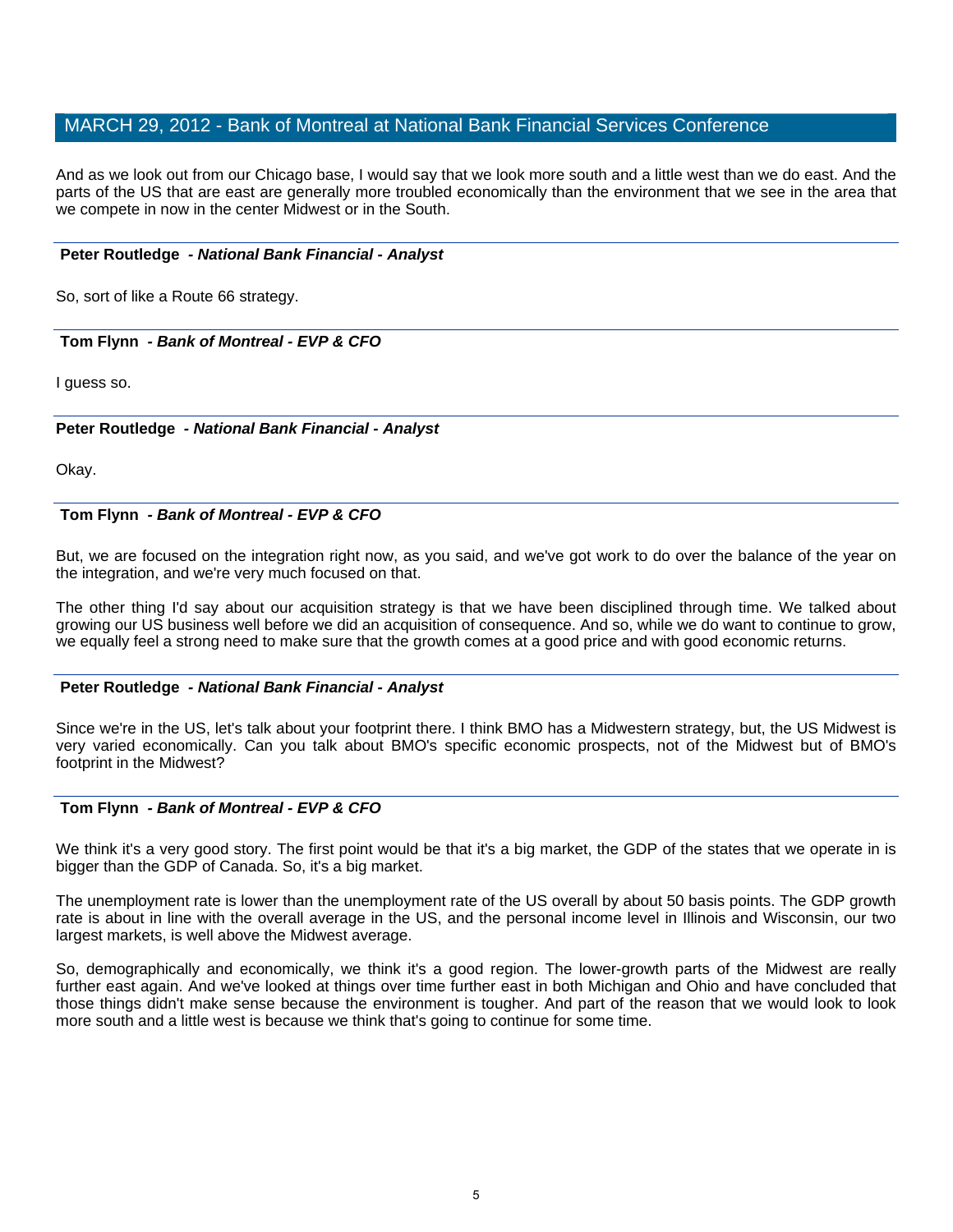And as we look out from our Chicago base, I would say that we look more south and a little west than we do east. And the parts of the US that are east are generally more troubled economically than the environment that we see in the area that we compete in now in the center Midwest or in the South.

**Peter Routledge** *- National Bank Financial - Analyst*

So, sort of like a Route 66 strategy.

**Tom Flynn** *- Bank of Montreal - EVP & CFO*

I guess so.

**Peter Routledge** *- National Bank Financial - Analyst*

Okay.

**Tom Flynn** *- Bank of Montreal - EVP & CFO*

But, we are focused on the integration right now, as you said, and we've got work to do over the balance of the year on the integration, and we're very much focused on that.

The other thing I'd say about our acquisition strategy is that we have been disciplined through time. We talked about growing our US business well before we did an acquisition of consequence. And so, while we do want to continue to grow, we equally feel a strong need to make sure that the growth comes at a good price and with good economic returns.

**Peter Routledge** *- National Bank Financial - Analyst*

Since we're in the US, let's talk about your footprint there. I think BMO has a Midwestern strategy, but, the US Midwest is very varied economically. Can you talk about BMO's specific economic prospects, not of the Midwest but of BMO's footprint in the Midwest?

**Tom Flynn** *- Bank of Montreal - EVP & CFO*

We think it's a very good story. The first point would be that it's a big market, the GDP of the states that we operate in is bigger than the GDP of Canada. So, it's a big market.

The unemployment rate is lower than the unemployment rate of the US overall by about 50 basis points. The GDP growth rate is about in line with the overall average in the US, and the personal income level in Illinois and Wisconsin, our two largest markets, is well above the Midwest average.

So, demographically and economically, we think it's a good region. The lower-growth parts of the Midwest are really further east again. And we've looked at things over time further east in both Michigan and Ohio and have concluded that those things didn't make sense because the environment is tougher. And part of the reason that we would look to look more south and a little west is because we think that's going to continue for some time.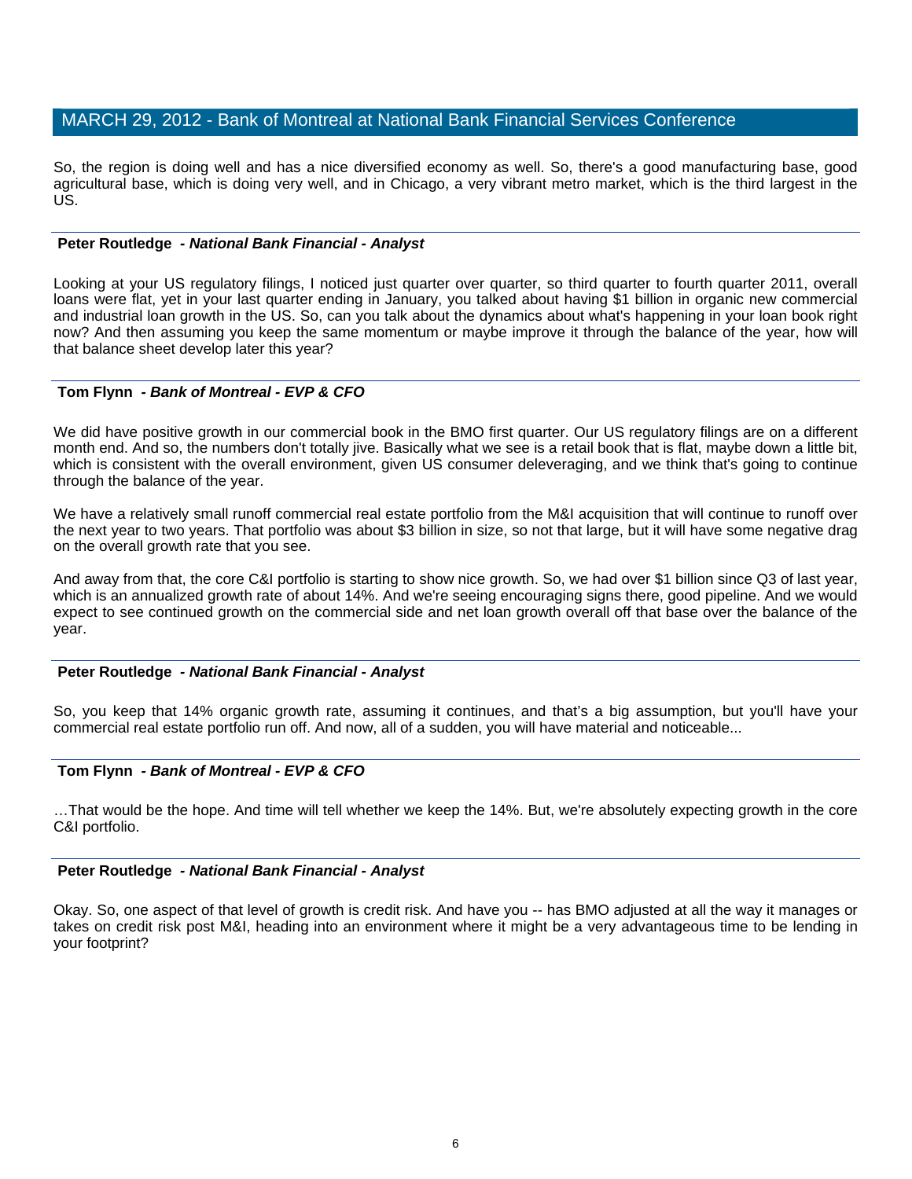So, the region is doing well and has a nice diversified economy as well. So, there's a good manufacturing base, good agricultural base, which is doing very well, and in Chicago, a very vibrant metro market, which is the third largest in the US.

**Peter Routledge** *- National Bank Financial - Analyst*

Looking at your US regulatory filings, I noticed just quarter over quarter, so third quarter to fourth quarter 2011, overall loans were flat, yet in your last quarter ending in January, you talked about having $1 billion in organic new commercial and industrial loan growth in the US. So, can you talk about the dynamics about what's happening in your loan book right now? And then assuming you keep the same momentum or maybe improve it through the balance of the year, how will that balance sheet develop later this year?

**Tom Flynn** *- Bank of Montreal - EVP & CFO*

We did have positive growth in our commercial book in the BMO first quarter. Our US regulatory filings are on a different month end. And so, the numbers don't totally jive. Basically what we see is a retail book that is flat, maybe down a little bit, which is consistent with the overall environment, given US consumer deleveraging, and we think that's going to continue through the balance of the year.

We have a relatively small runoff commercial real estate portfolio from the M&I acquisition that will continue to runoff over the next year to two years. That portfolio was about $3 billion in size, so not that large, but it will have some negative drag on the overall growth rate that you see.

And away from that, the core C&I portfolio is starting to show nice growth. So, we had over $1 billion since Q3 of last year, which is an annualized growth rate of about 14%. And we're seeing encouraging signs there, good pipeline. And we would expect to see continued growth on the commercial side and net loan growth overall off that base over the balance of the year.

**Peter Routledge** *- National Bank Financial - Analyst*

So, you keep that 14% organic growth rate, assuming it continues, and that's a big assumption, but you'll have your commercial real estate portfolio run off. And now, all of a sudden, you will have material and noticeable...

**Tom Flynn** *- Bank of Montreal - EVP & CFO*

…That would be the hope. And time will tell whether we keep the 14%. But, we're absolutely expecting growth in the core C&I portfolio.

**Peter Routledge** *- National Bank Financial - Analyst*

Okay. So, one aspect of that level of growth is credit risk. And have you -- has BMO adjusted at all the way it manages or takes on credit risk post M&I, heading into an environment where it might be a very advantageous time to be lending in your footprint?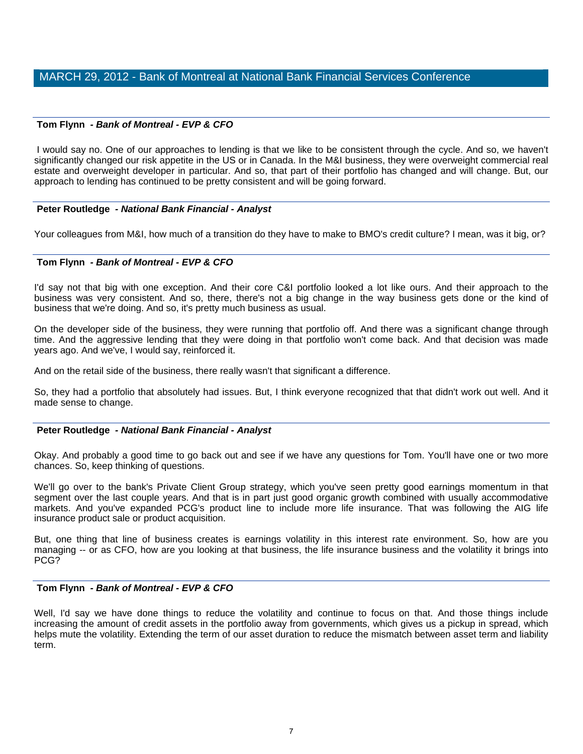**Tom Flynn** - ***Bank of Montreal - EVP & CFO***

I would say no. One of our approaches to lending is that we like to be consistent through the cycle. And so, we haven't significantly changed our risk appetite in the US or in Canada. In the M&I business, they were overweight commercial real estate and overweight developer in particular. And so, that part of their portfolio has changed and will change. But, our approach to lending has continued to be pretty consistent and will be going forward.

**Peter Routledge** - ***National Bank Financial - Analyst***

Your colleagues from M&I, how much of a transition do they have to make to BMO's credit culture? I mean, was it big, or?

**Tom Flynn** - ***Bank of Montreal - EVP & CFO***

I'd say not that big with one exception. And their core C&I portfolio looked a lot like ours. And their approach to the business was very consistent. And so, there, there's not a big change in the way business gets done or the kind of business that we're doing. And so, it's pretty much business as usual.

On the developer side of the business, they were running that portfolio off. And there was a significant change through time. And the aggressive lending that they were doing in that portfolio won't come back. And that decision was made years ago. And we've, I would say, reinforced it.

And on the retail side of the business, there really wasn't that significant a difference.

So, they had a portfolio that absolutely had issues. But, I think everyone recognized that that didn't work out well. And it made sense to change.

**Peter Routledge** - ***National Bank Financial - Analyst***

Okay. And probably a good time to go back out and see if we have any questions for Tom. You'll have one or two more chances. So, keep thinking of questions.

We'll go over to the bank's Private Client Group strategy, which you've seen pretty good earnings momentum in that segment over the last couple years. And that is in part just good organic growth combined with usually accommodative markets. And you've expanded PCG's product line to include more life insurance. That was following the AIG life insurance product sale or product acquisition.

But, one thing that line of business creates is earnings volatility in this interest rate environment. So, how are you managing -- or as CFO, how are you looking at that business, the life insurance business and the volatility it brings into PCG?

**Tom Flynn** - ***Bank of Montreal - EVP & CFO***

Well, I'd say we have done things to reduce the volatility and continue to focus on that. And those things include increasing the amount of credit assets in the portfolio away from governments, which gives us a pickup in spread, which helps mute the volatility. Extending the term of our asset duration to reduce the mismatch between asset term and liability term.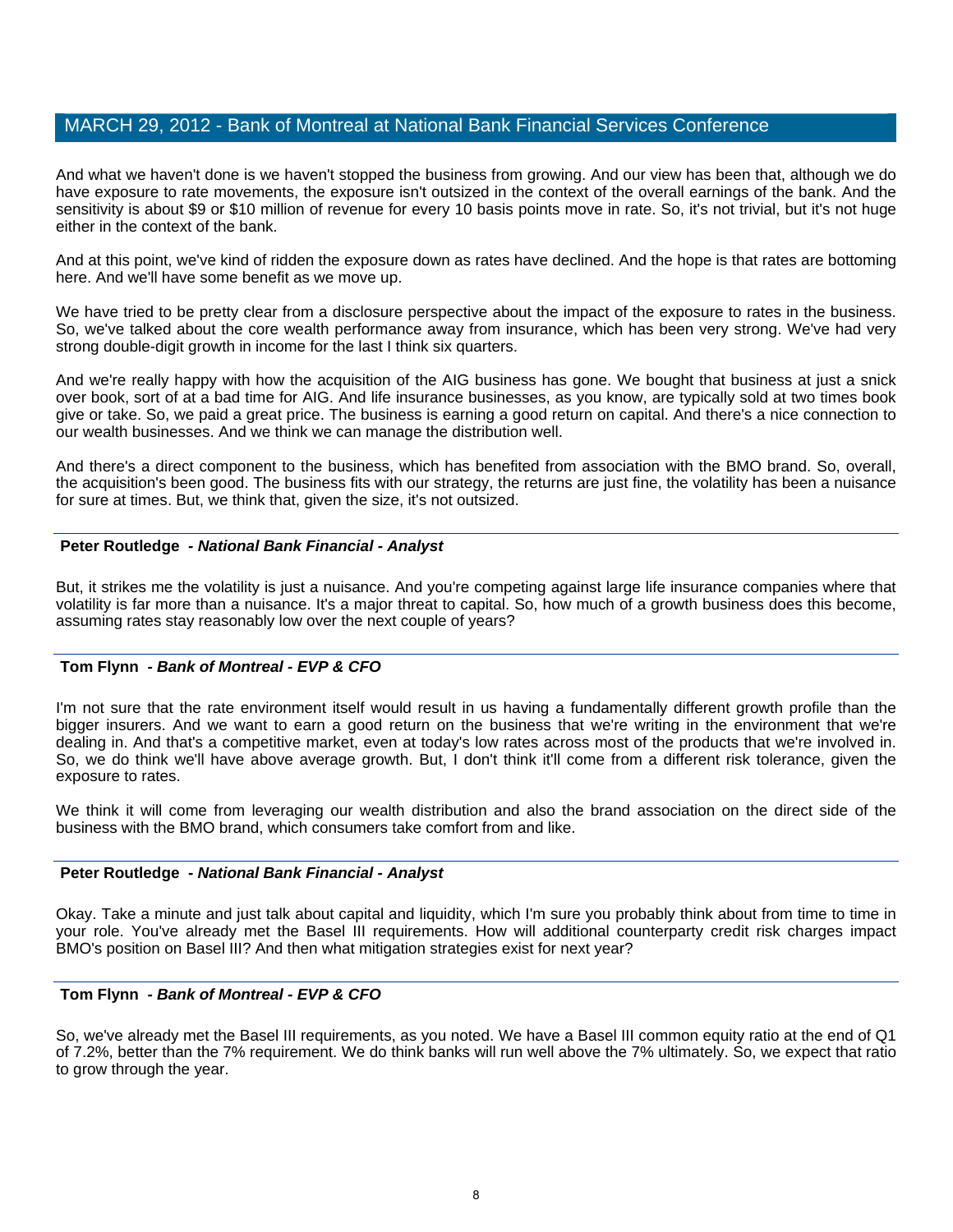And what we haven't done is we haven't stopped the business from growing. And our view has been that, although we do have exposure to rate movements, the exposure isn't outsized in the context of the overall earnings of the bank. And the sensitivity is about $9 or $10 million of revenue for every 10 basis points move in rate. So, it's not trivial, but it's not huge either in the context of the bank.

And at this point, we've kind of ridden the exposure down as rates have declined. And the hope is that rates are bottoming here. And we'll have some benefit as we move up.

We have tried to be pretty clear from a disclosure perspective about the impact of the exposure to rates in the business. So, we've talked about the core wealth performance away from insurance, which has been very strong. We've had very strong double-digit growth in income for the last I think six quarters.

And we're really happy with how the acquisition of the AIG business has gone. We bought that business at just a snick over book, sort of at a bad time for AIG. And life insurance businesses, as you know, are typically sold at two times book give or take. So, we paid a great price. The business is earning a good return on capital. And there's a nice connection to our wealth businesses. And we think we can manage the distribution well.

And there's a direct component to the business, which has benefited from association with the BMO brand. So, overall, the acquisition's been good. The business fits with our strategy, the returns are just fine, the volatility has been a nuisance for sure at times. But, we think that, given the size, it's not outsized.

**Peter Routledge** *- National Bank Financial - Analyst*

But, it strikes me the volatility is just a nuisance. And you're competing against large life insurance companies where that volatility is far more than a nuisance. It's a major threat to capital. So, how much of a growth business does this become, assuming rates stay reasonably low over the next couple of years?

**Tom Flynn** *- Bank of Montreal - EVP & CFO*

I'm not sure that the rate environment itself would result in us having a fundamentally different growth profile than the bigger insurers. And we want to earn a good return on the business that we're writing in the environment that we're dealing in. And that's a competitive market, even at today's low rates across most of the products that we're involved in. So, we do think we'll have above average growth. But, I don't think it'll come from a different risk tolerance, given the exposure to rates.

We think it will come from leveraging our wealth distribution and also the brand association on the direct side of the business with the BMO brand, which consumers take comfort from and like.

**Peter Routledge** *- National Bank Financial - Analyst*

Okay. Take a minute and just talk about capital and liquidity, which I'm sure you probably think about from time to time in your role. You've already met the Basel III requirements. How will additional counterparty credit risk charges impact BMO's position on Basel III? And then what mitigation strategies exist for next year?

**Tom Flynn** *- Bank of Montreal - EVP & CFO*

So, we've already met the Basel III requirements, as you noted. We have a Basel III common equity ratio at the end of Q1 of 7.2%, better than the 7% requirement. We do think banks will run well above the 7% ultimately. So, we expect that ratio to grow through the year.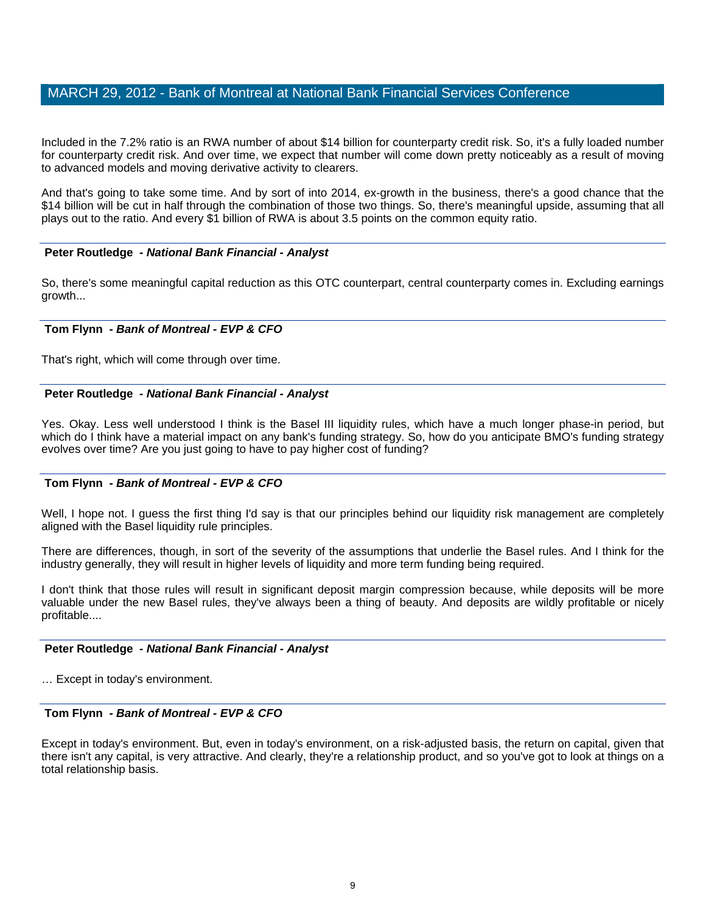Included in the 7.2% ratio is an RWA number of about $14 billion for counterparty credit risk. So, it's a fully loaded number for counterparty credit risk. And over time, we expect that number will come down pretty noticeably as a result of moving to advanced models and moving derivative activity to clearers.

And that's going to take some time. And by sort of into 2014, ex-growth in the business, there's a good chance that the $14 billion will be cut in half through the combination of those two things. So, there's meaningful upside, assuming that all plays out to the ratio. And every $1 billion of RWA is about 3.5 points on the common equity ratio.

---

**Peter Routledge** *- National Bank Financial - Analyst*

So, there's some meaningful capital reduction as this OTC counterpart, central counterparty comes in. Excluding earnings growth...

---

**Tom Flynn** *- Bank of Montreal - EVP & CFO*

That's right, which will come through over time.

---

**Peter Routledge** *- National Bank Financial - Analyst*

Yes. Okay. Less well understood I think is the Basel III liquidity rules, which have a much longer phase-in period, but which do I think have a material impact on any bank's funding strategy. So, how do you anticipate BMO's funding strategy evolves over time? Are you just going to have to pay higher cost of funding?

---

**Tom Flynn** *- Bank of Montreal - EVP & CFO*

Well, I hope not. I guess the first thing I'd say is that our principles behind our liquidity risk management are completely aligned with the Basel liquidity rule principles.

There are differences, though, in sort of the severity of the assumptions that underlie the Basel rules. And I think for the industry generally, they will result in higher levels of liquidity and more term funding being required.

I don't think that those rules will result in significant deposit margin compression because, while deposits will be more valuable under the new Basel rules, they've always been a thing of beauty. And deposits are wildly profitable or nicely profitable....

---

**Peter Routledge** *- National Bank Financial - Analyst*

… Except in today's environment.

---

**Tom Flynn** *- Bank of Montreal - EVP & CFO*

Except in today's environment. But, even in today's environment, on a risk-adjusted basis, the return on capital, given that there isn't any capital, is very attractive. And clearly, they're a relationship product, and so you've got to look at things on a total relationship basis.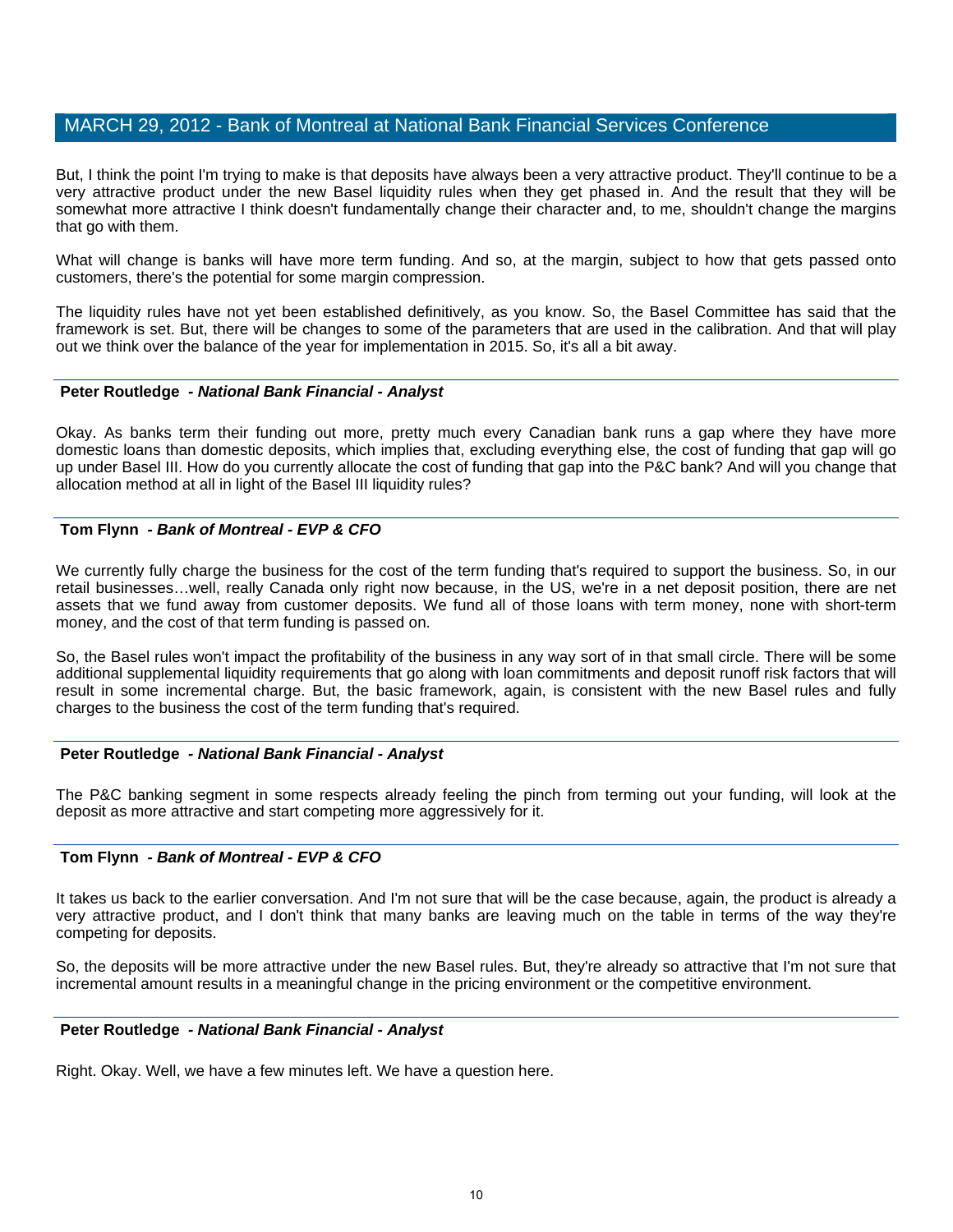But, I think the point I'm trying to make is that deposits have always been a very attractive product. They'll continue to be a very attractive product under the new Basel liquidity rules when they get phased in. And the result that they will be somewhat more attractive I think doesn't fundamentally change their character and, to me, shouldn't change the margins that go with them.

What will change is banks will have more term funding. And so, at the margin, subject to how that gets passed onto customers, there's the potential for some margin compression.

The liquidity rules have not yet been established definitively, as you know. So, the Basel Committee has said that the framework is set. But, there will be changes to some of the parameters that are used in the calibration. And that will play out we think over the balance of the year for implementation in 2015. So, it's all a bit away.

**Peter Routledge** *- National Bank Financial - Analyst*

Okay. As banks term their funding out more, pretty much every Canadian bank runs a gap where they have more domestic loans than domestic deposits, which implies that, excluding everything else, the cost of funding that gap will go up under Basel III. How do you currently allocate the cost of funding that gap into the P&C bank? And will you change that allocation method at all in light of the Basel III liquidity rules?

**Tom Flynn** *- Bank of Montreal - EVP & CFO*

We currently fully charge the business for the cost of the term funding that's required to support the business. So, in our retail businesses…well, really Canada only right now because, in the US, we're in a net deposit position, there are net assets that we fund away from customer deposits. We fund all of those loans with term money, none with short-term money, and the cost of that term funding is passed on.

So, the Basel rules won't impact the profitability of the business in any way sort of in that small circle. There will be some additional supplemental liquidity requirements that go along with loan commitments and deposit runoff risk factors that will result in some incremental charge. But, the basic framework, again, is consistent with the new Basel rules and fully charges to the business the cost of the term funding that's required.

**Peter Routledge** *- National Bank Financial - Analyst*

The P&C banking segment in some respects already feeling the pinch from terming out your funding, will look at the deposit as more attractive and start competing more aggressively for it.

**Tom Flynn** *- Bank of Montreal - EVP & CFO*

It takes us back to the earlier conversation. And I'm not sure that will be the case because, again, the product is already a very attractive product, and I don't think that many banks are leaving much on the table in terms of the way they're competing for deposits.

So, the deposits will be more attractive under the new Basel rules. But, they're already so attractive that I'm not sure that incremental amount results in a meaningful change in the pricing environment or the competitive environment.

**Peter Routledge** *- National Bank Financial - Analyst*

Right. Okay. Well, we have a few minutes left. We have a question here.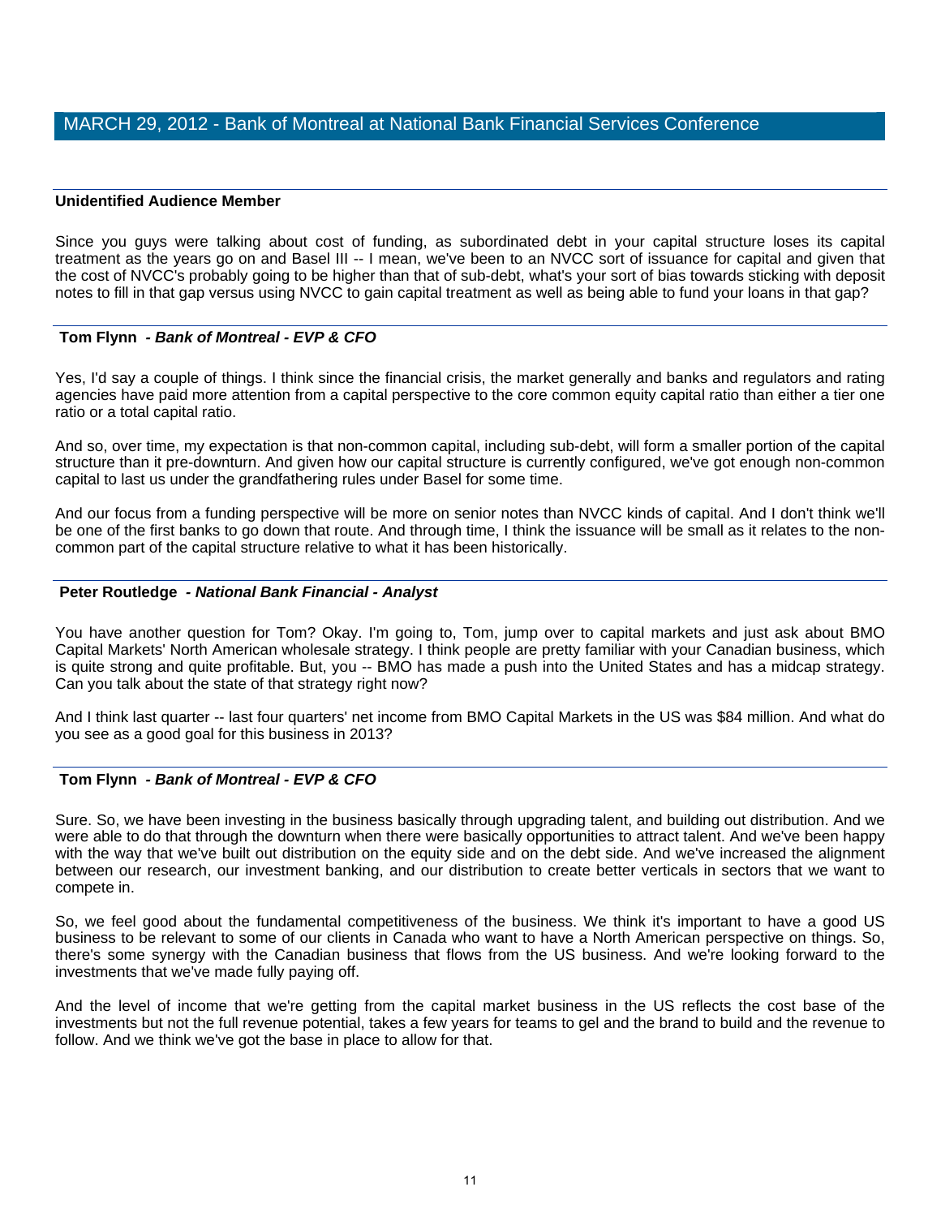**Unidentified Audience Member**

Since you guys were talking about cost of funding, as subordinated debt in your capital structure loses its capital treatment as the years go on and Basel III -- I mean, we've been to an NVCC sort of issuance for capital and given that the cost of NVCC's probably going to be higher than that of sub-debt, what's your sort of bias towards sticking with deposit notes to fill in that gap versus using NVCC to gain capital treatment as well as being able to fund your loans in that gap?

**Tom Flynn - *Bank of Montreal - EVP & CFO***

Yes, I'd say a couple of things. I think since the financial crisis, the market generally and banks and regulators and rating agencies have paid more attention from a capital perspective to the core common equity capital ratio than either a tier one ratio or a total capital ratio.

And so, over time, my expectation is that non-common capital, including sub-debt, will form a smaller portion of the capital structure than it pre-downturn. And given how our capital structure is currently configured, we've got enough non-common capital to last us under the grandfathering rules under Basel for some time.

And our focus from a funding perspective will be more on senior notes than NVCC kinds of capital. And I don't think we'll be one of the first banks to go down that route. And through time, I think the issuance will be small as it relates to the non-common part of the capital structure relative to what it has been historically.

**Peter Routledge - *National Bank Financial - Analyst***

You have another question for Tom? Okay. I'm going to, Tom, jump over to capital markets and just ask about BMO Capital Markets' North American wholesale strategy. I think people are pretty familiar with your Canadian business, which is quite strong and quite profitable. But, you -- BMO has made a push into the United States and has a midcap strategy. Can you talk about the state of that strategy right now?

And I think last quarter -- last four quarters' net income from BMO Capital Markets in the US was $84 million. And what do you see as a good goal for this business in 2013?

**Tom Flynn - *Bank of Montreal - EVP & CFO***

Sure. So, we have been investing in the business basically through upgrading talent, and building out distribution. And we were able to do that through the downturn when there were basically opportunities to attract talent. And we've been happy with the way that we've built out distribution on the equity side and on the debt side. And we've increased the alignment between our research, our investment banking, and our distribution to create better verticals in sectors that we want to compete in.

So, we feel good about the fundamental competitiveness of the business. We think it's important to have a good US business to be relevant to some of our clients in Canada who want to have a North American perspective on things. So, there's some synergy with the Canadian business that flows from the US business. And we're looking forward to the investments that we've made fully paying off.

And the level of income that we're getting from the capital market business in the US reflects the cost base of the investments but not the full revenue potential, takes a few years for teams to gel and the brand to build and the revenue to follow. And we think we've got the base in place to allow for that.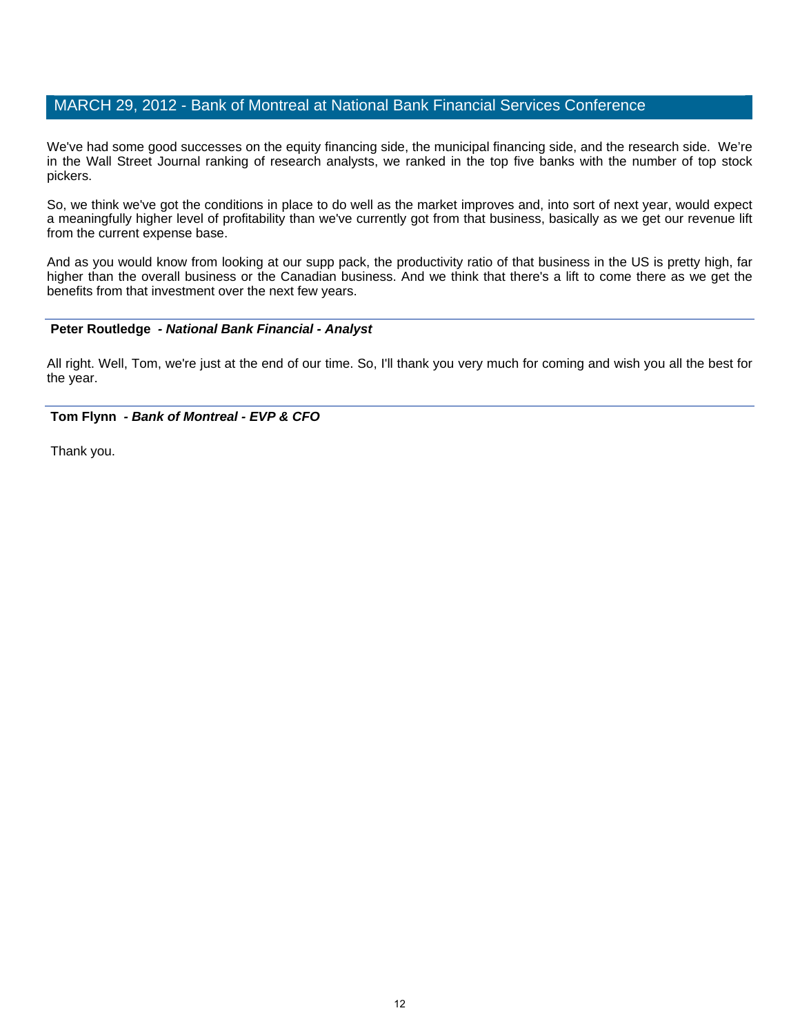We've had some good successes on the equity financing side, the municipal financing side, and the research side. We're in the Wall Street Journal ranking of research analysts, we ranked in the top five banks with the number of top stock pickers.

So, we think we've got the conditions in place to do well as the market improves and, into sort of next year, would expect a meaningfully higher level of profitability than we've currently got from that business, basically as we get our revenue lift from the current expense base.

And as you would know from looking at our supp pack, the productivity ratio of that business in the US is pretty high, far higher than the overall business or the Canadian business. And we think that there's a lift to come there as we get the benefits from that investment over the next few years.

**Peter Routledge** *- National Bank Financial - Analyst*

All right. Well, Tom, we're just at the end of our time. So, I'll thank you very much for coming and wish you all the best for the year.

**Tom Flynn** *- Bank of Montreal - EVP & CFO*

Thank you.